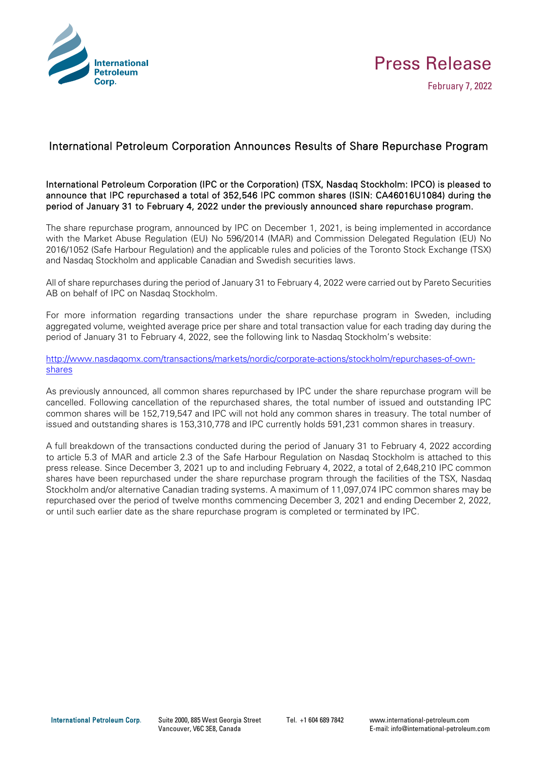International Petroleum Corp.

# Press Release

February 7, 2022

## International Petroleum Corporation Announces Results of Share Repurchase Program

**International Petroleum Corporation (IPC or the Corporation) (TSX, Nasdaq Stockholm: IPCO) is pleased to announce that IPC repurchased a total of 352,546 IPC common shares (ISIN: CA46016U1084) during the period of January 31 to February 4, 2022 under the previously announced share repurchase program.**

The share repurchase program, announced by IPC on December 1, 2021, is being implemented in accordance with the Market Abuse Regulation (EU) No 596/2014 (MAR) and Commission Delegated Regulation (EU) No 2016/1052 (Safe Harbour Regulation) and the applicable rules and policies of the Toronto Stock Exchange (TSX) and Nasdaq Stockholm and applicable Canadian and Swedish securities laws.

All of share repurchases during the period of January 31 to February 4, 2022 were carried out by Pareto Securities AB on behalf of IPC on Nasdaq Stockholm.

For more information regarding transactions under the share repurchase program in Sweden, including aggregated volume, weighted average price per share and total transaction value for each trading day during the period of January 31 to February 4, 2022, see the following link to Nasdaq Stockholm's website:

http://www.nasdaqomx.com/transactions/markets/nordic/corporate-actions/stockholm/repurchases-of-own-shares

As previously announced, all common shares repurchased by IPC under the share repurchase program will be cancelled. Following cancellation of the repurchased shares, the total number of issued and outstanding IPC common shares will be 152,719,547 and IPC will not hold any common shares in treasury. The total number of issued and outstanding shares is 153,310,778 and IPC currently holds 591,231 common shares in treasury.

A full breakdown of the transactions conducted during the period of January 31 to February 4, 2022 according to article 5.3 of MAR and article 2.3 of the Safe Harbour Regulation on Nasdaq Stockholm is attached to this press release. Since December 3, 2021 up to and including February 4, 2022, a total of 2,648,210 IPC common shares have been repurchased under the share repurchase program through the facilities of the TSX, Nasdaq Stockholm and/or alternative Canadian trading systems. A maximum of 11,097,074 IPC common shares may be repurchased over the period of twelve months commencing December 3, 2021 and ending December 2, 2022, or until such earlier date as the share repurchase program is completed or terminated by IPC.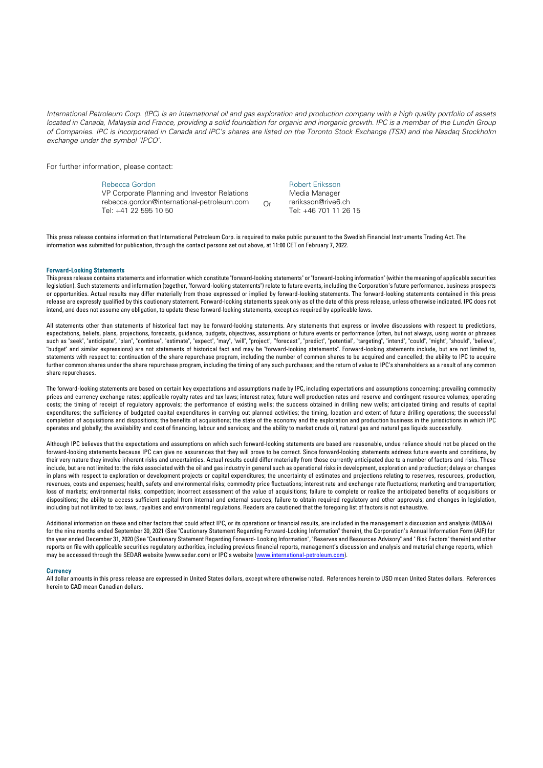*International Petroleum Corp. (IPC) is an international oil and gas exploration and production company with a high quality portfolio of assets located in Canada, Malaysia and France, providing a solid foundation for organic and inorganic growth. IPC is a member of the Lundin Group of Companies. IPC is incorporated in Canada and IPC's shares are listed on the Toronto Stock Exchange (TSX) and the Nasdaq Stockholm exchange under the symbol "IPCO".*

For further information, please contact:

| | | |
|---|---|---|
| Rebecca Gordon<br>VP Corporate Planning and Investor Relations<br>rebecca.gordon@international-petroleum.com<br>Tel: +41 22 595 10 50 | Or | Robert Eriksson<br>Media Manager<br>reriksson@rive6.ch<br>Tel: +46 701 11 26 15 |

This press release contains information that International Petroleum Corp. is required to make public pursuant to the Swedish Financial Instruments Trading Act. The information was submitted for publication, through the contact persons set out above, at 11:00 CET on February 7, 2022.

#### Forward-Looking Statements

This press release contains statements and information which constitute "forward-looking statements" or "forward-looking information" (within the meaning of applicable securities legislation). Such statements and information (together, "forward-looking statements") relate to future events, including the Corporation's future performance, business prospects or opportunities. Actual results may differ materially from those expressed or implied by forward-looking statements. The forward-looking statements contained in this press release are expressly qualified by this cautionary statement. Forward-looking statements speak only as of the date of this press release, unless otherwise indicated. IPC does not intend, and does not assume any obligation, to update these forward-looking statements, except as required by applicable laws.

All statements other than statements of historical fact may be forward-looking statements. Any statements that express or involve discussions with respect to predictions, expectations, beliefs, plans, projections, forecasts, guidance, budgets, objectives, assumptions or future events or performance (often, but not always, using words or phrases such as "seek", "anticipate", "plan", "continue", "estimate", "expect", "may", "will", "project", "forecast", "predict", "potential", "targeting", "intend", "could", "might", "should", "believe", "budget" and similar expressions) are not statements of historical fact and may be "forward-looking statements". Forward-looking statements include, but are not limited to, statements with respect to: continuation of the share repurchase program, including the number of common shares to be acquired and cancelled; the ability to IPC to acquire further common shares under the share repurchase program, including the timing of any such purchases; and the return of value to IPC's shareholders as a result of any common share repurchases.

The forward-looking statements are based on certain key expectations and assumptions made by IPC, including expectations and assumptions concerning: prevailing commodity prices and currency exchange rates; applicable royalty rates and tax laws; interest rates; future well production rates and reserve and contingent resource volumes; operating costs; the timing of receipt of regulatory approvals; the performance of existing wells; the success obtained in drilling new wells; anticipated timing and results of capital expenditures; the sufficiency of budgeted capital expenditures in carrying out planned activities; the timing, location and extent of future drilling operations; the successful completion of acquisitions and dispositions; the benefits of acquisitions; the state of the economy and the exploration and production business in the jurisdictions in which IPC operates and globally; the availability and cost of financing, labour and services; and the ability to market crude oil, natural gas and natural gas liquids successfully.

Although IPC believes that the expectations and assumptions on which such forward-looking statements are based are reasonable, undue reliance should not be placed on the forward-looking statements because IPC can give no assurances that they will prove to be correct. Since forward-looking statements address future events and conditions, by their very nature they involve inherent risks and uncertainties. Actual results could differ materially from those currently anticipated due to a number of factors and risks. These include, but are not limited to: the risks associated with the oil and gas industry in general such as operational risks in development, exploration and production; delays or changes in plans with respect to exploration or development projects or capital expenditures; the uncertainty of estimates and projections relating to reserves, resources, production, revenues, costs and expenses; health, safety and environmental risks; commodity price fluctuations; interest rate and exchange rate fluctuations; marketing and transportation; loss of markets; environmental risks; competition; incorrect assessment of the value of acquisitions; failure to complete or realize the anticipated benefits of acquisitions or dispositions; the ability to access sufficient capital from internal and external sources; failure to obtain required regulatory and other approvals; and changes in legislation, including but not limited to tax laws, royalties and environmental regulations. Readers are cautioned that the foregoing list of factors is not exhaustive.

Additional information on these and other factors that could affect IPC, or its operations or financial results, are included in the management's discussion and analysis (MD&A) for the nine months ended September 30, 2021 (See "Cautionary Statement Regarding Forward-Looking Information" therein), the Corporation's Annual Information Form (AIF) for the year ended December 31, 2020 (See "Cautionary Statement Regarding Forward- Looking Information", "Reserves and Resources Advisory" and " Risk Factors" therein) and other reports on file with applicable securities regulatory authorities, including previous financial reports, management's discussion and analysis and material change reports, which may be accessed through the SEDAR website (www.sedar.com) or IPC's website (www.international-petroleum.com).

#### Currency

All dollar amounts in this press release are expressed in United States dollars, except where otherwise noted. References herein to USD mean United States dollars. References herein to CAD mean Canadian dollars.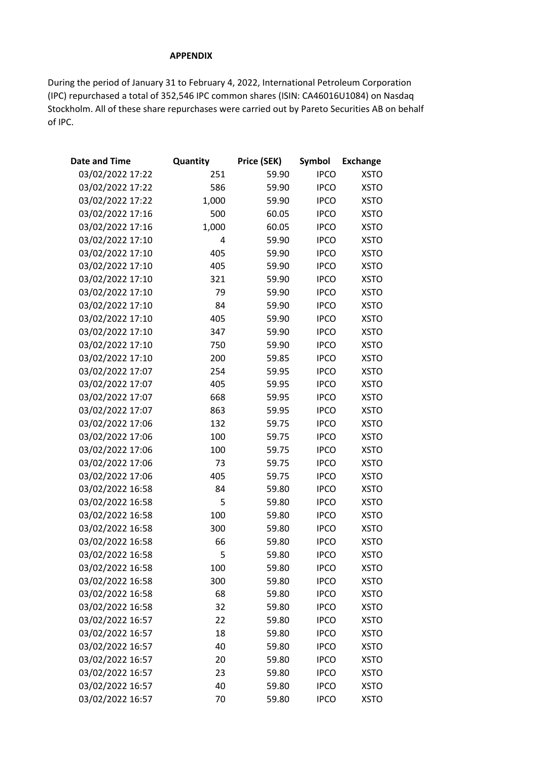**APPENDIX**

During the period of January 31 to February 4, 2022, International Petroleum Corporation (IPC) repurchased a total of 352,546 IPC common shares (ISIN: CA46016U1084) on Nasdaq Stockholm. All of these share repurchases were carried out by Pareto Securities AB on behalf of IPC.

| Date and Time | Quantity | Price (SEK) | Symbol | Exchange |
|---|---|---|---|---|
| 03/02/2022 17:22 | 251 | 59.90 | IPCO | XSTO |
| 03/02/2022 17:22 | 586 | 59.90 | IPCO | XSTO |
| 03/02/2022 17:22 | 1,000 | 59.90 | IPCO | XSTO |
| 03/02/2022 17:16 | 500 | 60.05 | IPCO | XSTO |
| 03/02/2022 17:16 | 1,000 | 60.05 | IPCO | XSTO |
| 03/02/2022 17:10 | 4 | 59.90 | IPCO | XSTO |
| 03/02/2022 17:10 | 405 | 59.90 | IPCO | XSTO |
| 03/02/2022 17:10 | 405 | 59.90 | IPCO | XSTO |
| 03/02/2022 17:10 | 321 | 59.90 | IPCO | XSTO |
| 03/02/2022 17:10 | 79 | 59.90 | IPCO | XSTO |
| 03/02/2022 17:10 | 84 | 59.90 | IPCO | XSTO |
| 03/02/2022 17:10 | 405 | 59.90 | IPCO | XSTO |
| 03/02/2022 17:10 | 347 | 59.90 | IPCO | XSTO |
| 03/02/2022 17:10 | 750 | 59.90 | IPCO | XSTO |
| 03/02/2022 17:10 | 200 | 59.85 | IPCO | XSTO |
| 03/02/2022 17:07 | 254 | 59.95 | IPCO | XSTO |
| 03/02/2022 17:07 | 405 | 59.95 | IPCO | XSTO |
| 03/02/2022 17:07 | 668 | 59.95 | IPCO | XSTO |
| 03/02/2022 17:07 | 863 | 59.95 | IPCO | XSTO |
| 03/02/2022 17:06 | 132 | 59.75 | IPCO | XSTO |
| 03/02/2022 17:06 | 100 | 59.75 | IPCO | XSTO |
| 03/02/2022 17:06 | 100 | 59.75 | IPCO | XSTO |
| 03/02/2022 17:06 | 73 | 59.75 | IPCO | XSTO |
| 03/02/2022 17:06 | 405 | 59.75 | IPCO | XSTO |
| 03/02/2022 16:58 | 84 | 59.80 | IPCO | XSTO |
| 03/02/2022 16:58 | 5 | 59.80 | IPCO | XSTO |
| 03/02/2022 16:58 | 100 | 59.80 | IPCO | XSTO |
| 03/02/2022 16:58 | 300 | 59.80 | IPCO | XSTO |
| 03/02/2022 16:58 | 66 | 59.80 | IPCO | XSTO |
| 03/02/2022 16:58 | 5 | 59.80 | IPCO | XSTO |
| 03/02/2022 16:58 | 100 | 59.80 | IPCO | XSTO |
| 03/02/2022 16:58 | 300 | 59.80 | IPCO | XSTO |
| 03/02/2022 16:58 | 68 | 59.80 | IPCO | XSTO |
| 03/02/2022 16:58 | 32 | 59.80 | IPCO | XSTO |
| 03/02/2022 16:57 | 22 | 59.80 | IPCO | XSTO |
| 03/02/2022 16:57 | 18 | 59.80 | IPCO | XSTO |
| 03/02/2022 16:57 | 40 | 59.80 | IPCO | XSTO |
| 03/02/2022 16:57 | 20 | 59.80 | IPCO | XSTO |
| 03/02/2022 16:57 | 23 | 59.80 | IPCO | XSTO |
| 03/02/2022 16:57 | 40 | 59.80 | IPCO | XSTO |
| 03/02/2022 16:57 | 70 | 59.80 | IPCO | XSTO |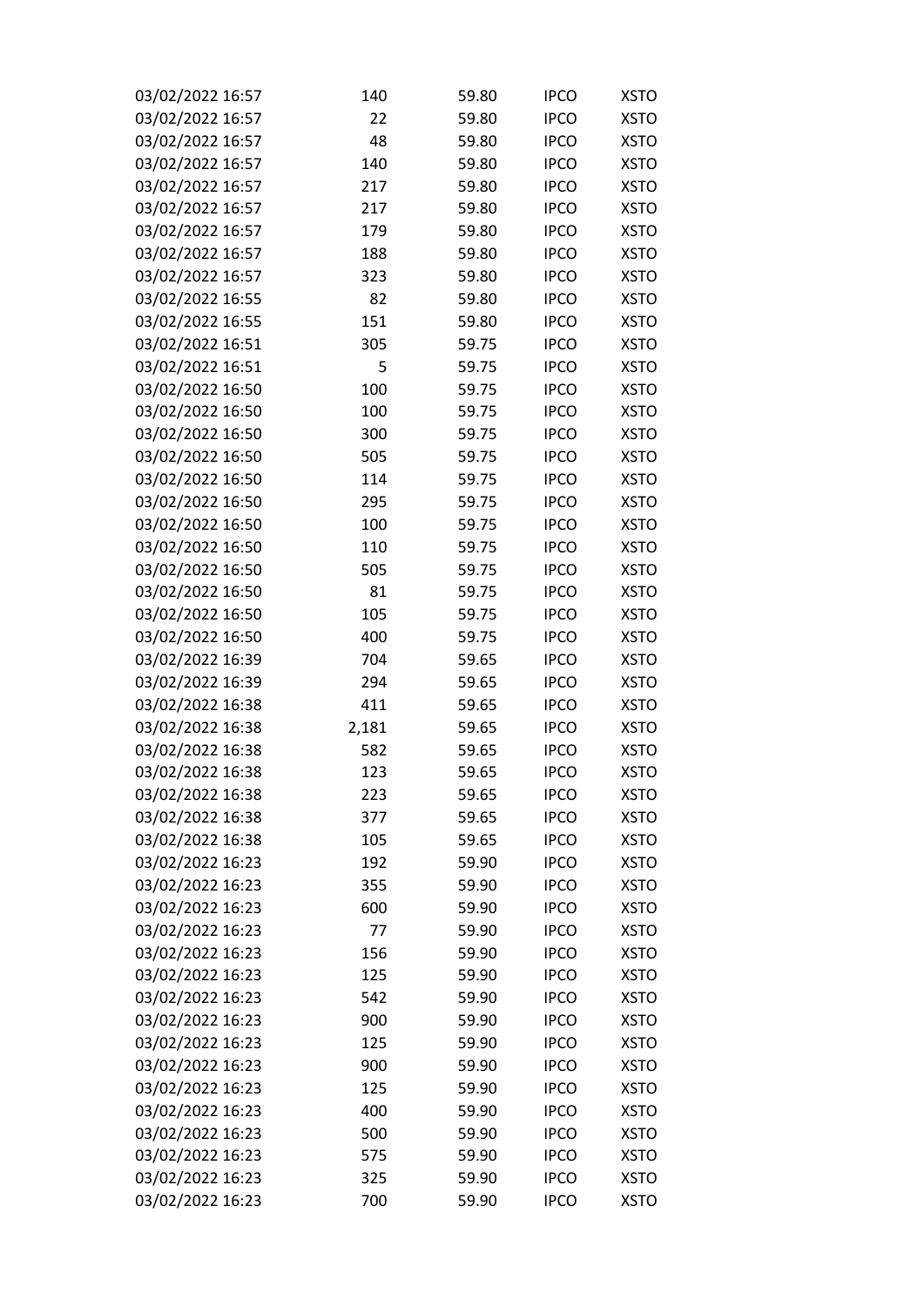| | | | | |
|---|---|---|---|---|
| 03/02/2022 16:57 | 140 | 59.80 | IPCO | XSTO |
| 03/02/2022 16:57 | 22 | 59.80 | IPCO | XSTO |
| 03/02/2022 16:57 | 48 | 59.80 | IPCO | XSTO |
| 03/02/2022 16:57 | 140 | 59.80 | IPCO | XSTO |
| 03/02/2022 16:57 | 217 | 59.80 | IPCO | XSTO |
| 03/02/2022 16:57 | 217 | 59.80 | IPCO | XSTO |
| 03/02/2022 16:57 | 179 | 59.80 | IPCO | XSTO |
| 03/02/2022 16:57 | 188 | 59.80 | IPCO | XSTO |
| 03/02/2022 16:57 | 323 | 59.80 | IPCO | XSTO |
| 03/02/2022 16:55 | 82 | 59.80 | IPCO | XSTO |
| 03/02/2022 16:55 | 151 | 59.80 | IPCO | XSTO |
| 03/02/2022 16:51 | 305 | 59.75 | IPCO | XSTO |
| 03/02/2022 16:51 | 5 | 59.75 | IPCO | XSTO |
| 03/02/2022 16:50 | 100 | 59.75 | IPCO | XSTO |
| 03/02/2022 16:50 | 100 | 59.75 | IPCO | XSTO |
| 03/02/2022 16:50 | 300 | 59.75 | IPCO | XSTO |
| 03/02/2022 16:50 | 505 | 59.75 | IPCO | XSTO |
| 03/02/2022 16:50 | 114 | 59.75 | IPCO | XSTO |
| 03/02/2022 16:50 | 295 | 59.75 | IPCO | XSTO |
| 03/02/2022 16:50 | 100 | 59.75 | IPCO | XSTO |
| 03/02/2022 16:50 | 110 | 59.75 | IPCO | XSTO |
| 03/02/2022 16:50 | 505 | 59.75 | IPCO | XSTO |
| 03/02/2022 16:50 | 81 | 59.75 | IPCO | XSTO |
| 03/02/2022 16:50 | 105 | 59.75 | IPCO | XSTO |
| 03/02/2022 16:50 | 400 | 59.75 | IPCO | XSTO |
| 03/02/2022 16:39 | 704 | 59.65 | IPCO | XSTO |
| 03/02/2022 16:39 | 294 | 59.65 | IPCO | XSTO |
| 03/02/2022 16:38 | 411 | 59.65 | IPCO | XSTO |
| 03/02/2022 16:38 | 2,181 | 59.65 | IPCO | XSTO |
| 03/02/2022 16:38 | 582 | 59.65 | IPCO | XSTO |
| 03/02/2022 16:38 | 123 | 59.65 | IPCO | XSTO |
| 03/02/2022 16:38 | 223 | 59.65 | IPCO | XSTO |
| 03/02/2022 16:38 | 377 | 59.65 | IPCO | XSTO |
| 03/02/2022 16:38 | 105 | 59.65 | IPCO | XSTO |
| 03/02/2022 16:23 | 192 | 59.90 | IPCO | XSTO |
| 03/02/2022 16:23 | 355 | 59.90 | IPCO | XSTO |
| 03/02/2022 16:23 | 600 | 59.90 | IPCO | XSTO |
| 03/02/2022 16:23 | 77 | 59.90 | IPCO | XSTO |
| 03/02/2022 16:23 | 156 | 59.90 | IPCO | XSTO |
| 03/02/2022 16:23 | 125 | 59.90 | IPCO | XSTO |
| 03/02/2022 16:23 | 542 | 59.90 | IPCO | XSTO |
| 03/02/2022 16:23 | 900 | 59.90 | IPCO | XSTO |
| 03/02/2022 16:23 | 125 | 59.90 | IPCO | XSTO |
| 03/02/2022 16:23 | 900 | 59.90 | IPCO | XSTO |
| 03/02/2022 16:23 | 125 | 59.90 | IPCO | XSTO |
| 03/02/2022 16:23 | 400 | 59.90 | IPCO | XSTO |
| 03/02/2022 16:23 | 500 | 59.90 | IPCO | XSTO |
| 03/02/2022 16:23 | 575 | 59.90 | IPCO | XSTO |
| 03/02/2022 16:23 | 325 | 59.90 | IPCO | XSTO |
| 03/02/2022 16:23 | 700 | 59.90 | IPCO | XSTO |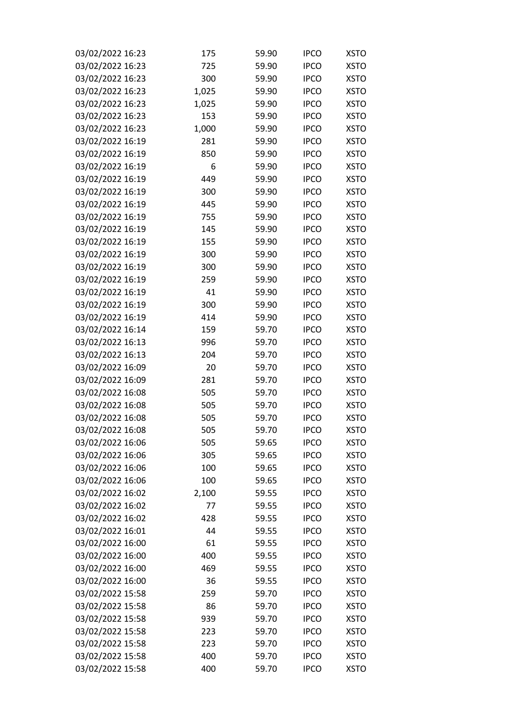| | | | | |
|---|---|---|---|---|
| 03/02/2022 16:23 | 175 | 59.90 | IPCO | XSTO |
| 03/02/2022 16:23 | 725 | 59.90 | IPCO | XSTO |
| 03/02/2022 16:23 | 300 | 59.90 | IPCO | XSTO |
| 03/02/2022 16:23 | 1,025 | 59.90 | IPCO | XSTO |
| 03/02/2022 16:23 | 1,025 | 59.90 | IPCO | XSTO |
| 03/02/2022 16:23 | 153 | 59.90 | IPCO | XSTO |
| 03/02/2022 16:23 | 1,000 | 59.90 | IPCO | XSTO |
| 03/02/2022 16:19 | 281 | 59.90 | IPCO | XSTO |
| 03/02/2022 16:19 | 850 | 59.90 | IPCO | XSTO |
| 03/02/2022 16:19 | 6 | 59.90 | IPCO | XSTO |
| 03/02/2022 16:19 | 449 | 59.90 | IPCO | XSTO |
| 03/02/2022 16:19 | 300 | 59.90 | IPCO | XSTO |
| 03/02/2022 16:19 | 445 | 59.90 | IPCO | XSTO |
| 03/02/2022 16:19 | 755 | 59.90 | IPCO | XSTO |
| 03/02/2022 16:19 | 145 | 59.90 | IPCO | XSTO |
| 03/02/2022 16:19 | 155 | 59.90 | IPCO | XSTO |
| 03/02/2022 16:19 | 300 | 59.90 | IPCO | XSTO |
| 03/02/2022 16:19 | 300 | 59.90 | IPCO | XSTO |
| 03/02/2022 16:19 | 259 | 59.90 | IPCO | XSTO |
| 03/02/2022 16:19 | 41 | 59.90 | IPCO | XSTO |
| 03/02/2022 16:19 | 300 | 59.90 | IPCO | XSTO |
| 03/02/2022 16:19 | 414 | 59.90 | IPCO | XSTO |
| 03/02/2022 16:14 | 159 | 59.70 | IPCO | XSTO |
| 03/02/2022 16:13 | 996 | 59.70 | IPCO | XSTO |
| 03/02/2022 16:13 | 204 | 59.70 | IPCO | XSTO |
| 03/02/2022 16:09 | 20 | 59.70 | IPCO | XSTO |
| 03/02/2022 16:09 | 281 | 59.70 | IPCO | XSTO |
| 03/02/2022 16:08 | 505 | 59.70 | IPCO | XSTO |
| 03/02/2022 16:08 | 505 | 59.70 | IPCO | XSTO |
| 03/02/2022 16:08 | 505 | 59.70 | IPCO | XSTO |
| 03/02/2022 16:08 | 505 | 59.70 | IPCO | XSTO |
| 03/02/2022 16:06 | 505 | 59.65 | IPCO | XSTO |
| 03/02/2022 16:06 | 305 | 59.65 | IPCO | XSTO |
| 03/02/2022 16:06 | 100 | 59.65 | IPCO | XSTO |
| 03/02/2022 16:06 | 100 | 59.65 | IPCO | XSTO |
| 03/02/2022 16:02 | 2,100 | 59.55 | IPCO | XSTO |
| 03/02/2022 16:02 | 77 | 59.55 | IPCO | XSTO |
| 03/02/2022 16:02 | 428 | 59.55 | IPCO | XSTO |
| 03/02/2022 16:01 | 44 | 59.55 | IPCO | XSTO |
| 03/02/2022 16:00 | 61 | 59.55 | IPCO | XSTO |
| 03/02/2022 16:00 | 400 | 59.55 | IPCO | XSTO |
| 03/02/2022 16:00 | 469 | 59.55 | IPCO | XSTO |
| 03/02/2022 16:00 | 36 | 59.55 | IPCO | XSTO |
| 03/02/2022 15:58 | 259 | 59.70 | IPCO | XSTO |
| 03/02/2022 15:58 | 86 | 59.70 | IPCO | XSTO |
| 03/02/2022 15:58 | 939 | 59.70 | IPCO | XSTO |
| 03/02/2022 15:58 | 223 | 59.70 | IPCO | XSTO |
| 03/02/2022 15:58 | 223 | 59.70 | IPCO | XSTO |
| 03/02/2022 15:58 | 400 | 59.70 | IPCO | XSTO |
| 03/02/2022 15:58 | 400 | 59.70 | IPCO | XSTO |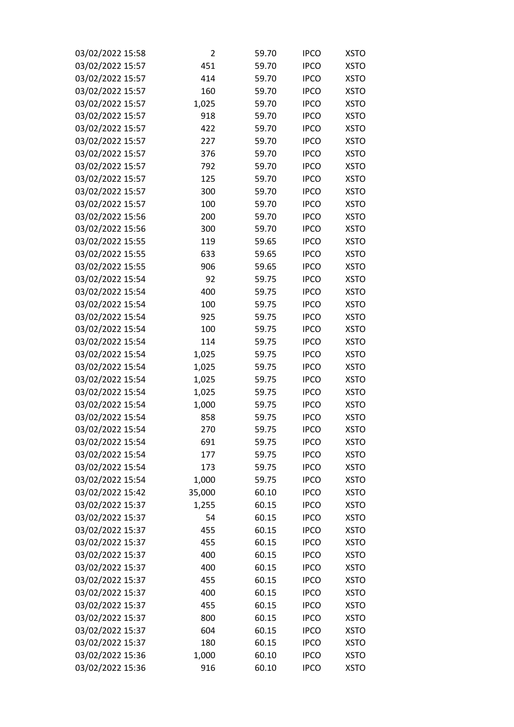| | | | | |
|---|---|---|---|---|
| 03/02/2022 15:58 | 2 | 59.70 | IPCO | XSTO |
| 03/02/2022 15:57 | 451 | 59.70 | IPCO | XSTO |
| 03/02/2022 15:57 | 414 | 59.70 | IPCO | XSTO |
| 03/02/2022 15:57 | 160 | 59.70 | IPCO | XSTO |
| 03/02/2022 15:57 | 1,025 | 59.70 | IPCO | XSTO |
| 03/02/2022 15:57 | 918 | 59.70 | IPCO | XSTO |
| 03/02/2022 15:57 | 422 | 59.70 | IPCO | XSTO |
| 03/02/2022 15:57 | 227 | 59.70 | IPCO | XSTO |
| 03/02/2022 15:57 | 376 | 59.70 | IPCO | XSTO |
| 03/02/2022 15:57 | 792 | 59.70 | IPCO | XSTO |
| 03/02/2022 15:57 | 125 | 59.70 | IPCO | XSTO |
| 03/02/2022 15:57 | 300 | 59.70 | IPCO | XSTO |
| 03/02/2022 15:57 | 100 | 59.70 | IPCO | XSTO |
| 03/02/2022 15:56 | 200 | 59.70 | IPCO | XSTO |
| 03/02/2022 15:56 | 300 | 59.70 | IPCO | XSTO |
| 03/02/2022 15:55 | 119 | 59.65 | IPCO | XSTO |
| 03/02/2022 15:55 | 633 | 59.65 | IPCO | XSTO |
| 03/02/2022 15:55 | 906 | 59.65 | IPCO | XSTO |
| 03/02/2022 15:54 | 92 | 59.75 | IPCO | XSTO |
| 03/02/2022 15:54 | 400 | 59.75 | IPCO | XSTO |
| 03/02/2022 15:54 | 100 | 59.75 | IPCO | XSTO |
| 03/02/2022 15:54 | 925 | 59.75 | IPCO | XSTO |
| 03/02/2022 15:54 | 100 | 59.75 | IPCO | XSTO |
| 03/02/2022 15:54 | 114 | 59.75 | IPCO | XSTO |
| 03/02/2022 15:54 | 1,025 | 59.75 | IPCO | XSTO |
| 03/02/2022 15:54 | 1,025 | 59.75 | IPCO | XSTO |
| 03/02/2022 15:54 | 1,025 | 59.75 | IPCO | XSTO |
| 03/02/2022 15:54 | 1,025 | 59.75 | IPCO | XSTO |
| 03/02/2022 15:54 | 1,000 | 59.75 | IPCO | XSTO |
| 03/02/2022 15:54 | 858 | 59.75 | IPCO | XSTO |
| 03/02/2022 15:54 | 270 | 59.75 | IPCO | XSTO |
| 03/02/2022 15:54 | 691 | 59.75 | IPCO | XSTO |
| 03/02/2022 15:54 | 177 | 59.75 | IPCO | XSTO |
| 03/02/2022 15:54 | 173 | 59.75 | IPCO | XSTO |
| 03/02/2022 15:54 | 1,000 | 59.75 | IPCO | XSTO |
| 03/02/2022 15:42 | 35,000 | 60.10 | IPCO | XSTO |
| 03/02/2022 15:37 | 1,255 | 60.15 | IPCO | XSTO |
| 03/02/2022 15:37 | 54 | 60.15 | IPCO | XSTO |
| 03/02/2022 15:37 | 455 | 60.15 | IPCO | XSTO |
| 03/02/2022 15:37 | 455 | 60.15 | IPCO | XSTO |
| 03/02/2022 15:37 | 400 | 60.15 | IPCO | XSTO |
| 03/02/2022 15:37 | 400 | 60.15 | IPCO | XSTO |
| 03/02/2022 15:37 | 455 | 60.15 | IPCO | XSTO |
| 03/02/2022 15:37 | 400 | 60.15 | IPCO | XSTO |
| 03/02/2022 15:37 | 455 | 60.15 | IPCO | XSTO |
| 03/02/2022 15:37 | 800 | 60.15 | IPCO | XSTO |
| 03/02/2022 15:37 | 604 | 60.15 | IPCO | XSTO |
| 03/02/2022 15:37 | 180 | 60.15 | IPCO | XSTO |
| 03/02/2022 15:36 | 1,000 | 60.10 | IPCO | XSTO |
| 03/02/2022 15:36 | 916 | 60.10 | IPCO | XSTO |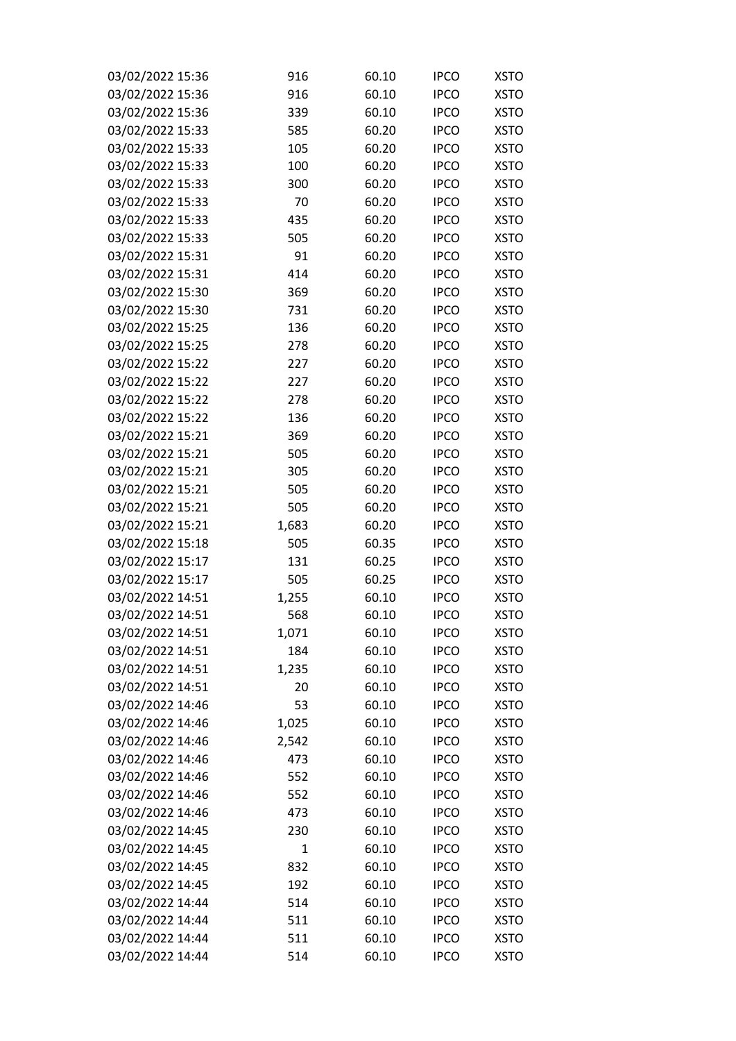| | | | | |
|---|---|---|---|---|
| 03/02/2022 15:36 | 916 | 60.10 | IPCO | XSTO |
| 03/02/2022 15:36 | 916 | 60.10 | IPCO | XSTO |
| 03/02/2022 15:36 | 339 | 60.10 | IPCO | XSTO |
| 03/02/2022 15:33 | 585 | 60.20 | IPCO | XSTO |
| 03/02/2022 15:33 | 105 | 60.20 | IPCO | XSTO |
| 03/02/2022 15:33 | 100 | 60.20 | IPCO | XSTO |
| 03/02/2022 15:33 | 300 | 60.20 | IPCO | XSTO |
| 03/02/2022 15:33 | 70 | 60.20 | IPCO | XSTO |
| 03/02/2022 15:33 | 435 | 60.20 | IPCO | XSTO |
| 03/02/2022 15:33 | 505 | 60.20 | IPCO | XSTO |
| 03/02/2022 15:31 | 91 | 60.20 | IPCO | XSTO |
| 03/02/2022 15:31 | 414 | 60.20 | IPCO | XSTO |
| 03/02/2022 15:30 | 369 | 60.20 | IPCO | XSTO |
| 03/02/2022 15:30 | 731 | 60.20 | IPCO | XSTO |
| 03/02/2022 15:25 | 136 | 60.20 | IPCO | XSTO |
| 03/02/2022 15:25 | 278 | 60.20 | IPCO | XSTO |
| 03/02/2022 15:22 | 227 | 60.20 | IPCO | XSTO |
| 03/02/2022 15:22 | 227 | 60.20 | IPCO | XSTO |
| 03/02/2022 15:22 | 278 | 60.20 | IPCO | XSTO |
| 03/02/2022 15:22 | 136 | 60.20 | IPCO | XSTO |
| 03/02/2022 15:21 | 369 | 60.20 | IPCO | XSTO |
| 03/02/2022 15:21 | 505 | 60.20 | IPCO | XSTO |
| 03/02/2022 15:21 | 305 | 60.20 | IPCO | XSTO |
| 03/02/2022 15:21 | 505 | 60.20 | IPCO | XSTO |
| 03/02/2022 15:21 | 505 | 60.20 | IPCO | XSTO |
| 03/02/2022 15:21 | 1,683 | 60.20 | IPCO | XSTO |
| 03/02/2022 15:18 | 505 | 60.35 | IPCO | XSTO |
| 03/02/2022 15:17 | 131 | 60.25 | IPCO | XSTO |
| 03/02/2022 15:17 | 505 | 60.25 | IPCO | XSTO |
| 03/02/2022 14:51 | 1,255 | 60.10 | IPCO | XSTO |
| 03/02/2022 14:51 | 568 | 60.10 | IPCO | XSTO |
| 03/02/2022 14:51 | 1,071 | 60.10 | IPCO | XSTO |
| 03/02/2022 14:51 | 184 | 60.10 | IPCO | XSTO |
| 03/02/2022 14:51 | 1,235 | 60.10 | IPCO | XSTO |
| 03/02/2022 14:51 | 20 | 60.10 | IPCO | XSTO |
| 03/02/2022 14:46 | 53 | 60.10 | IPCO | XSTO |
| 03/02/2022 14:46 | 1,025 | 60.10 | IPCO | XSTO |
| 03/02/2022 14:46 | 2,542 | 60.10 | IPCO | XSTO |
| 03/02/2022 14:46 | 473 | 60.10 | IPCO | XSTO |
| 03/02/2022 14:46 | 552 | 60.10 | IPCO | XSTO |
| 03/02/2022 14:46 | 552 | 60.10 | IPCO | XSTO |
| 03/02/2022 14:46 | 473 | 60.10 | IPCO | XSTO |
| 03/02/2022 14:45 | 230 | 60.10 | IPCO | XSTO |
| 03/02/2022 14:45 | 1 | 60.10 | IPCO | XSTO |
| 03/02/2022 14:45 | 832 | 60.10 | IPCO | XSTO |
| 03/02/2022 14:45 | 192 | 60.10 | IPCO | XSTO |
| 03/02/2022 14:44 | 514 | 60.10 | IPCO | XSTO |
| 03/02/2022 14:44 | 511 | 60.10 | IPCO | XSTO |
| 03/02/2022 14:44 | 511 | 60.10 | IPCO | XSTO |
| 03/02/2022 14:44 | 514 | 60.10 | IPCO | XSTO |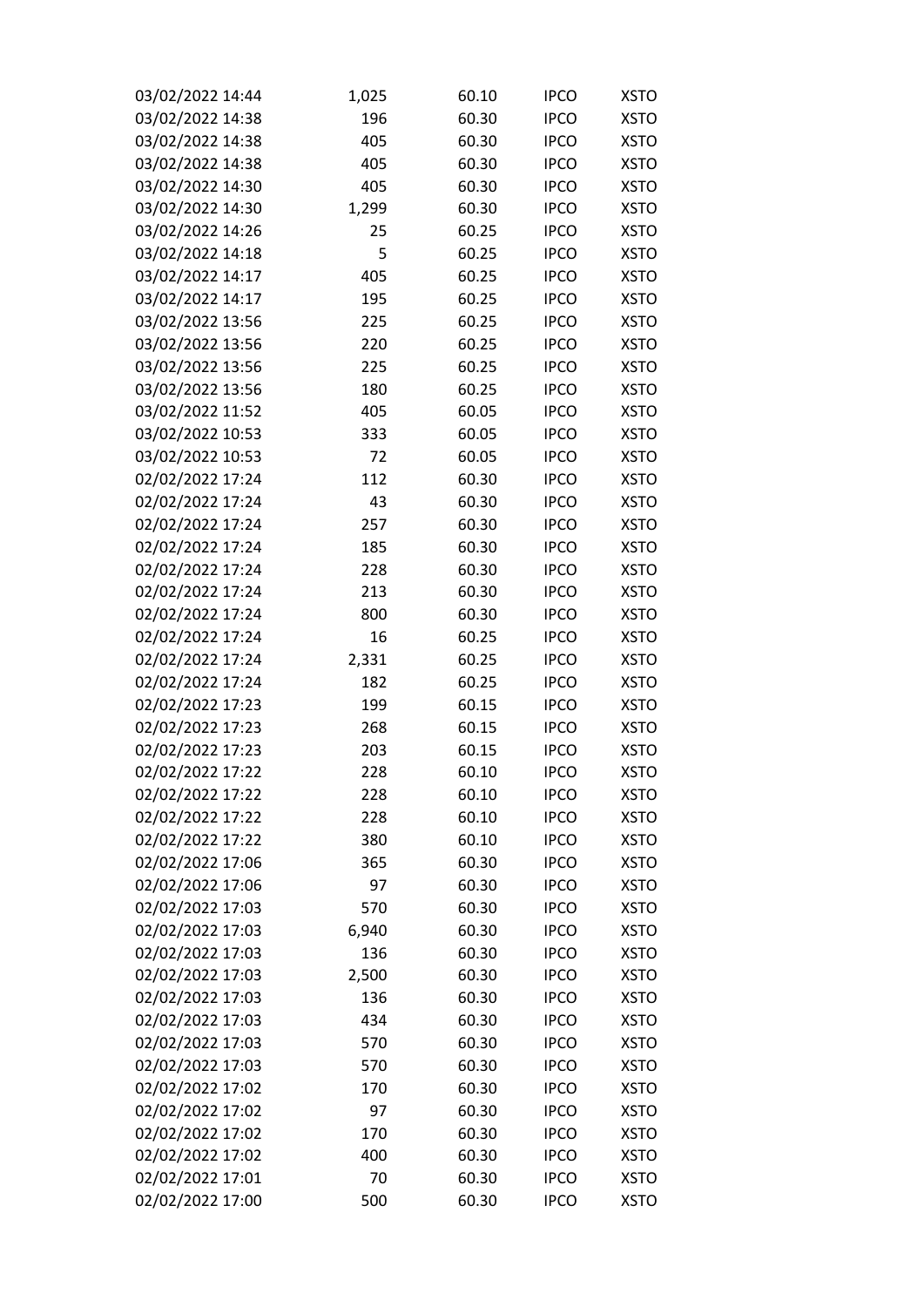| | | | | |
|---|---|---|---|---|
| 03/02/2022 14:44 | 1,025 | 60.10 | IPCO | XSTO |
| 03/02/2022 14:38 | 196 | 60.30 | IPCO | XSTO |
| 03/02/2022 14:38 | 405 | 60.30 | IPCO | XSTO |
| 03/02/2022 14:38 | 405 | 60.30 | IPCO | XSTO |
| 03/02/2022 14:30 | 405 | 60.30 | IPCO | XSTO |
| 03/02/2022 14:30 | 1,299 | 60.30 | IPCO | XSTO |
| 03/02/2022 14:26 | 25 | 60.25 | IPCO | XSTO |
| 03/02/2022 14:18 | 5 | 60.25 | IPCO | XSTO |
| 03/02/2022 14:17 | 405 | 60.25 | IPCO | XSTO |
| 03/02/2022 14:17 | 195 | 60.25 | IPCO | XSTO |
| 03/02/2022 13:56 | 225 | 60.25 | IPCO | XSTO |
| 03/02/2022 13:56 | 220 | 60.25 | IPCO | XSTO |
| 03/02/2022 13:56 | 225 | 60.25 | IPCO | XSTO |
| 03/02/2022 13:56 | 180 | 60.25 | IPCO | XSTO |
| 03/02/2022 11:52 | 405 | 60.05 | IPCO | XSTO |
| 03/02/2022 10:53 | 333 | 60.05 | IPCO | XSTO |
| 03/02/2022 10:53 | 72 | 60.05 | IPCO | XSTO |
| 02/02/2022 17:24 | 112 | 60.30 | IPCO | XSTO |
| 02/02/2022 17:24 | 43 | 60.30 | IPCO | XSTO |
| 02/02/2022 17:24 | 257 | 60.30 | IPCO | XSTO |
| 02/02/2022 17:24 | 185 | 60.30 | IPCO | XSTO |
| 02/02/2022 17:24 | 228 | 60.30 | IPCO | XSTO |
| 02/02/2022 17:24 | 213 | 60.30 | IPCO | XSTO |
| 02/02/2022 17:24 | 800 | 60.30 | IPCO | XSTO |
| 02/02/2022 17:24 | 16 | 60.25 | IPCO | XSTO |
| 02/02/2022 17:24 | 2,331 | 60.25 | IPCO | XSTO |
| 02/02/2022 17:24 | 182 | 60.25 | IPCO | XSTO |
| 02/02/2022 17:23 | 199 | 60.15 | IPCO | XSTO |
| 02/02/2022 17:23 | 268 | 60.15 | IPCO | XSTO |
| 02/02/2022 17:23 | 203 | 60.15 | IPCO | XSTO |
| 02/02/2022 17:22 | 228 | 60.10 | IPCO | XSTO |
| 02/02/2022 17:22 | 228 | 60.10 | IPCO | XSTO |
| 02/02/2022 17:22 | 228 | 60.10 | IPCO | XSTO |
| 02/02/2022 17:22 | 380 | 60.10 | IPCO | XSTO |
| 02/02/2022 17:06 | 365 | 60.30 | IPCO | XSTO |
| 02/02/2022 17:06 | 97 | 60.30 | IPCO | XSTO |
| 02/02/2022 17:03 | 570 | 60.30 | IPCO | XSTO |
| 02/02/2022 17:03 | 6,940 | 60.30 | IPCO | XSTO |
| 02/02/2022 17:03 | 136 | 60.30 | IPCO | XSTO |
| 02/02/2022 17:03 | 2,500 | 60.30 | IPCO | XSTO |
| 02/02/2022 17:03 | 136 | 60.30 | IPCO | XSTO |
| 02/02/2022 17:03 | 434 | 60.30 | IPCO | XSTO |
| 02/02/2022 17:03 | 570 | 60.30 | IPCO | XSTO |
| 02/02/2022 17:03 | 570 | 60.30 | IPCO | XSTO |
| 02/02/2022 17:02 | 170 | 60.30 | IPCO | XSTO |
| 02/02/2022 17:02 | 97 | 60.30 | IPCO | XSTO |
| 02/02/2022 17:02 | 170 | 60.30 | IPCO | XSTO |
| 02/02/2022 17:02 | 400 | 60.30 | IPCO | XSTO |
| 02/02/2022 17:01 | 70 | 60.30 | IPCO | XSTO |
| 02/02/2022 17:00 | 500 | 60.30 | IPCO | XSTO |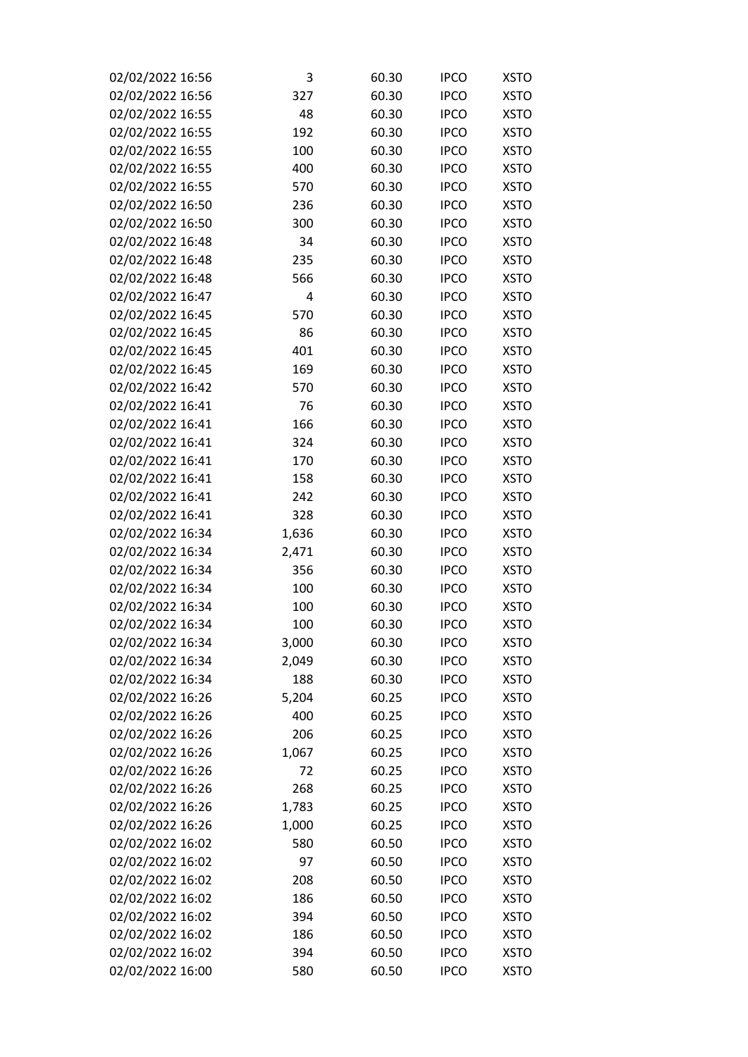| | | | | |
|---|---|---|---|---|
| 02/02/2022 16:56 | 3 | 60.30 | IPCO | XSTO |
| 02/02/2022 16:56 | 327 | 60.30 | IPCO | XSTO |
| 02/02/2022 16:55 | 48 | 60.30 | IPCO | XSTO |
| 02/02/2022 16:55 | 192 | 60.30 | IPCO | XSTO |
| 02/02/2022 16:55 | 100 | 60.30 | IPCO | XSTO |
| 02/02/2022 16:55 | 400 | 60.30 | IPCO | XSTO |
| 02/02/2022 16:55 | 570 | 60.30 | IPCO | XSTO |
| 02/02/2022 16:50 | 236 | 60.30 | IPCO | XSTO |
| 02/02/2022 16:50 | 300 | 60.30 | IPCO | XSTO |
| 02/02/2022 16:48 | 34 | 60.30 | IPCO | XSTO |
| 02/02/2022 16:48 | 235 | 60.30 | IPCO | XSTO |
| 02/02/2022 16:48 | 566 | 60.30 | IPCO | XSTO |
| 02/02/2022 16:47 | 4 | 60.30 | IPCO | XSTO |
| 02/02/2022 16:45 | 570 | 60.30 | IPCO | XSTO |
| 02/02/2022 16:45 | 86 | 60.30 | IPCO | XSTO |
| 02/02/2022 16:45 | 401 | 60.30 | IPCO | XSTO |
| 02/02/2022 16:45 | 169 | 60.30 | IPCO | XSTO |
| 02/02/2022 16:42 | 570 | 60.30 | IPCO | XSTO |
| 02/02/2022 16:41 | 76 | 60.30 | IPCO | XSTO |
| 02/02/2022 16:41 | 166 | 60.30 | IPCO | XSTO |
| 02/02/2022 16:41 | 324 | 60.30 | IPCO | XSTO |
| 02/02/2022 16:41 | 170 | 60.30 | IPCO | XSTO |
| 02/02/2022 16:41 | 158 | 60.30 | IPCO | XSTO |
| 02/02/2022 16:41 | 242 | 60.30 | IPCO | XSTO |
| 02/02/2022 16:41 | 328 | 60.30 | IPCO | XSTO |
| 02/02/2022 16:34 | 1,636 | 60.30 | IPCO | XSTO |
| 02/02/2022 16:34 | 2,471 | 60.30 | IPCO | XSTO |
| 02/02/2022 16:34 | 356 | 60.30 | IPCO | XSTO |
| 02/02/2022 16:34 | 100 | 60.30 | IPCO | XSTO |
| 02/02/2022 16:34 | 100 | 60.30 | IPCO | XSTO |
| 02/02/2022 16:34 | 100 | 60.30 | IPCO | XSTO |
| 02/02/2022 16:34 | 3,000 | 60.30 | IPCO | XSTO |
| 02/02/2022 16:34 | 2,049 | 60.30 | IPCO | XSTO |
| 02/02/2022 16:34 | 188 | 60.30 | IPCO | XSTO |
| 02/02/2022 16:26 | 5,204 | 60.25 | IPCO | XSTO |
| 02/02/2022 16:26 | 400 | 60.25 | IPCO | XSTO |
| 02/02/2022 16:26 | 206 | 60.25 | IPCO | XSTO |
| 02/02/2022 16:26 | 1,067 | 60.25 | IPCO | XSTO |
| 02/02/2022 16:26 | 72 | 60.25 | IPCO | XSTO |
| 02/02/2022 16:26 | 268 | 60.25 | IPCO | XSTO |
| 02/02/2022 16:26 | 1,783 | 60.25 | IPCO | XSTO |
| 02/02/2022 16:26 | 1,000 | 60.25 | IPCO | XSTO |
| 02/02/2022 16:02 | 580 | 60.50 | IPCO | XSTO |
| 02/02/2022 16:02 | 97 | 60.50 | IPCO | XSTO |
| 02/02/2022 16:02 | 208 | 60.50 | IPCO | XSTO |
| 02/02/2022 16:02 | 186 | 60.50 | IPCO | XSTO |
| 02/02/2022 16:02 | 394 | 60.50 | IPCO | XSTO |
| 02/02/2022 16:02 | 186 | 60.50 | IPCO | XSTO |
| 02/02/2022 16:02 | 394 | 60.50 | IPCO | XSTO |
| 02/02/2022 16:00 | 580 | 60.50 | IPCO | XSTO |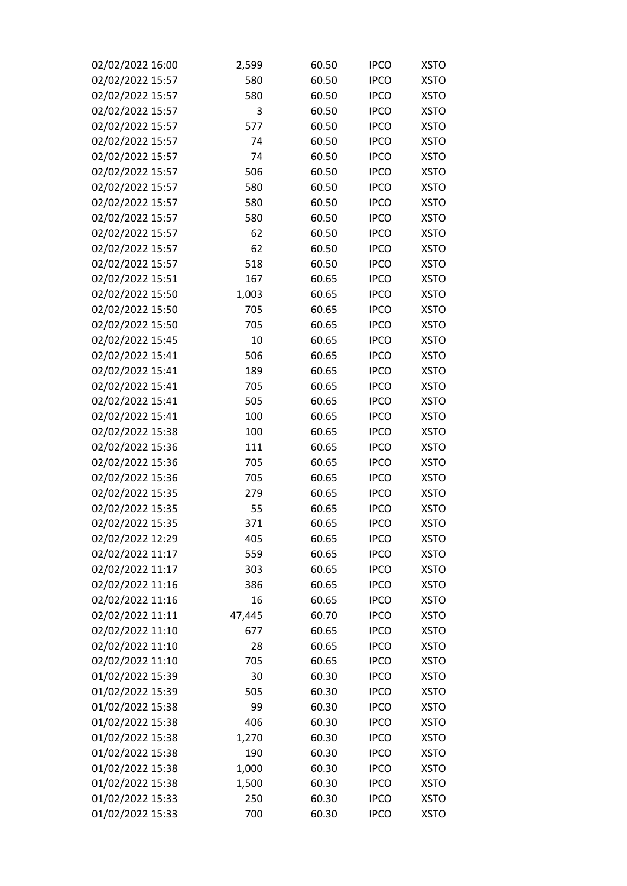| | | | | |
|---|---|---|---|---|
| 02/02/2022 16:00 | 2,599 | 60.50 | IPCO | XSTO |
| 02/02/2022 15:57 | 580 | 60.50 | IPCO | XSTO |
| 02/02/2022 15:57 | 580 | 60.50 | IPCO | XSTO |
| 02/02/2022 15:57 | 3 | 60.50 | IPCO | XSTO |
| 02/02/2022 15:57 | 577 | 60.50 | IPCO | XSTO |
| 02/02/2022 15:57 | 74 | 60.50 | IPCO | XSTO |
| 02/02/2022 15:57 | 74 | 60.50 | IPCO | XSTO |
| 02/02/2022 15:57 | 506 | 60.50 | IPCO | XSTO |
| 02/02/2022 15:57 | 580 | 60.50 | IPCO | XSTO |
| 02/02/2022 15:57 | 580 | 60.50 | IPCO | XSTO |
| 02/02/2022 15:57 | 580 | 60.50 | IPCO | XSTO |
| 02/02/2022 15:57 | 62 | 60.50 | IPCO | XSTO |
| 02/02/2022 15:57 | 62 | 60.50 | IPCO | XSTO |
| 02/02/2022 15:57 | 518 | 60.50 | IPCO | XSTO |
| 02/02/2022 15:51 | 167 | 60.65 | IPCO | XSTO |
| 02/02/2022 15:50 | 1,003 | 60.65 | IPCO | XSTO |
| 02/02/2022 15:50 | 705 | 60.65 | IPCO | XSTO |
| 02/02/2022 15:50 | 705 | 60.65 | IPCO | XSTO |
| 02/02/2022 15:45 | 10 | 60.65 | IPCO | XSTO |
| 02/02/2022 15:41 | 506 | 60.65 | IPCO | XSTO |
| 02/02/2022 15:41 | 189 | 60.65 | IPCO | XSTO |
| 02/02/2022 15:41 | 705 | 60.65 | IPCO | XSTO |
| 02/02/2022 15:41 | 505 | 60.65 | IPCO | XSTO |
| 02/02/2022 15:41 | 100 | 60.65 | IPCO | XSTO |
| 02/02/2022 15:38 | 100 | 60.65 | IPCO | XSTO |
| 02/02/2022 15:36 | 111 | 60.65 | IPCO | XSTO |
| 02/02/2022 15:36 | 705 | 60.65 | IPCO | XSTO |
| 02/02/2022 15:36 | 705 | 60.65 | IPCO | XSTO |
| 02/02/2022 15:35 | 279 | 60.65 | IPCO | XSTO |
| 02/02/2022 15:35 | 55 | 60.65 | IPCO | XSTO |
| 02/02/2022 15:35 | 371 | 60.65 | IPCO | XSTO |
| 02/02/2022 12:29 | 405 | 60.65 | IPCO | XSTO |
| 02/02/2022 11:17 | 559 | 60.65 | IPCO | XSTO |
| 02/02/2022 11:17 | 303 | 60.65 | IPCO | XSTO |
| 02/02/2022 11:16 | 386 | 60.65 | IPCO | XSTO |
| 02/02/2022 11:16 | 16 | 60.65 | IPCO | XSTO |
| 02/02/2022 11:11 | 47,445 | 60.70 | IPCO | XSTO |
| 02/02/2022 11:10 | 677 | 60.65 | IPCO | XSTO |
| 02/02/2022 11:10 | 28 | 60.65 | IPCO | XSTO |
| 02/02/2022 11:10 | 705 | 60.65 | IPCO | XSTO |
| 01/02/2022 15:39 | 30 | 60.30 | IPCO | XSTO |
| 01/02/2022 15:39 | 505 | 60.30 | IPCO | XSTO |
| 01/02/2022 15:38 | 99 | 60.30 | IPCO | XSTO |
| 01/02/2022 15:38 | 406 | 60.30 | IPCO | XSTO |
| 01/02/2022 15:38 | 1,270 | 60.30 | IPCO | XSTO |
| 01/02/2022 15:38 | 190 | 60.30 | IPCO | XSTO |
| 01/02/2022 15:38 | 1,000 | 60.30 | IPCO | XSTO |
| 01/02/2022 15:38 | 1,500 | 60.30 | IPCO | XSTO |
| 01/02/2022 15:33 | 250 | 60.30 | IPCO | XSTO |
| 01/02/2022 15:33 | 700 | 60.30 | IPCO | XSTO |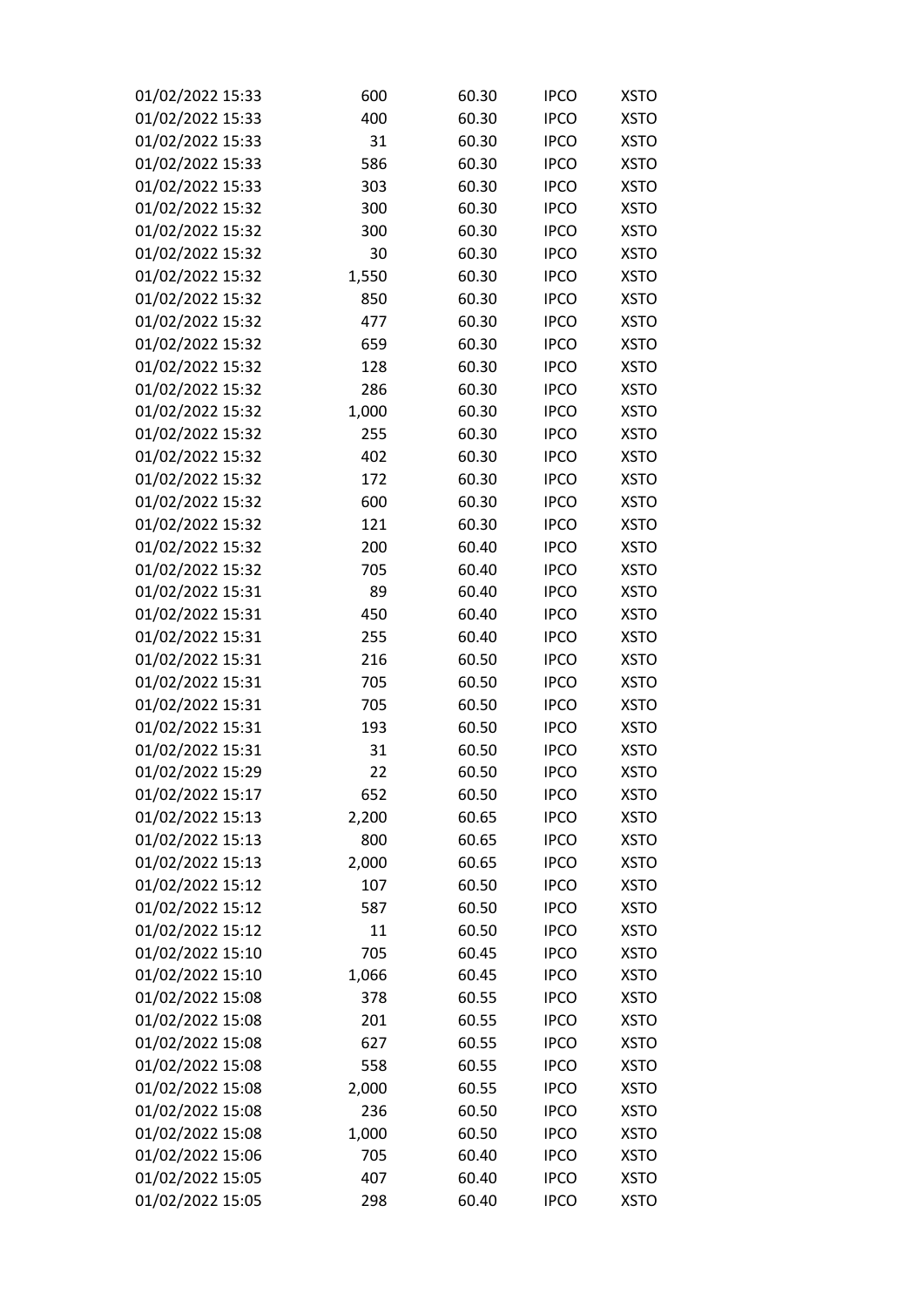| | | | | |
|---|---|---|---|---|
| 01/02/2022 15:33 | 600 | 60.30 | IPCO | XSTO |
| 01/02/2022 15:33 | 400 | 60.30 | IPCO | XSTO |
| 01/02/2022 15:33 | 31 | 60.30 | IPCO | XSTO |
| 01/02/2022 15:33 | 586 | 60.30 | IPCO | XSTO |
| 01/02/2022 15:33 | 303 | 60.30 | IPCO | XSTO |
| 01/02/2022 15:32 | 300 | 60.30 | IPCO | XSTO |
| 01/02/2022 15:32 | 300 | 60.30 | IPCO | XSTO |
| 01/02/2022 15:32 | 30 | 60.30 | IPCO | XSTO |
| 01/02/2022 15:32 | 1,550 | 60.30 | IPCO | XSTO |
| 01/02/2022 15:32 | 850 | 60.30 | IPCO | XSTO |
| 01/02/2022 15:32 | 477 | 60.30 | IPCO | XSTO |
| 01/02/2022 15:32 | 659 | 60.30 | IPCO | XSTO |
| 01/02/2022 15:32 | 128 | 60.30 | IPCO | XSTO |
| 01/02/2022 15:32 | 286 | 60.30 | IPCO | XSTO |
| 01/02/2022 15:32 | 1,000 | 60.30 | IPCO | XSTO |
| 01/02/2022 15:32 | 255 | 60.30 | IPCO | XSTO |
| 01/02/2022 15:32 | 402 | 60.30 | IPCO | XSTO |
| 01/02/2022 15:32 | 172 | 60.30 | IPCO | XSTO |
| 01/02/2022 15:32 | 600 | 60.30 | IPCO | XSTO |
| 01/02/2022 15:32 | 121 | 60.30 | IPCO | XSTO |
| 01/02/2022 15:32 | 200 | 60.40 | IPCO | XSTO |
| 01/02/2022 15:32 | 705 | 60.40 | IPCO | XSTO |
| 01/02/2022 15:31 | 89 | 60.40 | IPCO | XSTO |
| 01/02/2022 15:31 | 450 | 60.40 | IPCO | XSTO |
| 01/02/2022 15:31 | 255 | 60.40 | IPCO | XSTO |
| 01/02/2022 15:31 | 216 | 60.50 | IPCO | XSTO |
| 01/02/2022 15:31 | 705 | 60.50 | IPCO | XSTO |
| 01/02/2022 15:31 | 705 | 60.50 | IPCO | XSTO |
| 01/02/2022 15:31 | 193 | 60.50 | IPCO | XSTO |
| 01/02/2022 15:31 | 31 | 60.50 | IPCO | XSTO |
| 01/02/2022 15:29 | 22 | 60.50 | IPCO | XSTO |
| 01/02/2022 15:17 | 652 | 60.50 | IPCO | XSTO |
| 01/02/2022 15:13 | 2,200 | 60.65 | IPCO | XSTO |
| 01/02/2022 15:13 | 800 | 60.65 | IPCO | XSTO |
| 01/02/2022 15:13 | 2,000 | 60.65 | IPCO | XSTO |
| 01/02/2022 15:12 | 107 | 60.50 | IPCO | XSTO |
| 01/02/2022 15:12 | 587 | 60.50 | IPCO | XSTO |
| 01/02/2022 15:12 | 11 | 60.50 | IPCO | XSTO |
| 01/02/2022 15:10 | 705 | 60.45 | IPCO | XSTO |
| 01/02/2022 15:10 | 1,066 | 60.45 | IPCO | XSTO |
| 01/02/2022 15:08 | 378 | 60.55 | IPCO | XSTO |
| 01/02/2022 15:08 | 201 | 60.55 | IPCO | XSTO |
| 01/02/2022 15:08 | 627 | 60.55 | IPCO | XSTO |
| 01/02/2022 15:08 | 558 | 60.55 | IPCO | XSTO |
| 01/02/2022 15:08 | 2,000 | 60.55 | IPCO | XSTO |
| 01/02/2022 15:08 | 236 | 60.50 | IPCO | XSTO |
| 01/02/2022 15:08 | 1,000 | 60.50 | IPCO | XSTO |
| 01/02/2022 15:06 | 705 | 60.40 | IPCO | XSTO |
| 01/02/2022 15:05 | 407 | 60.40 | IPCO | XSTO |
| 01/02/2022 15:05 | 298 | 60.40 | IPCO | XSTO |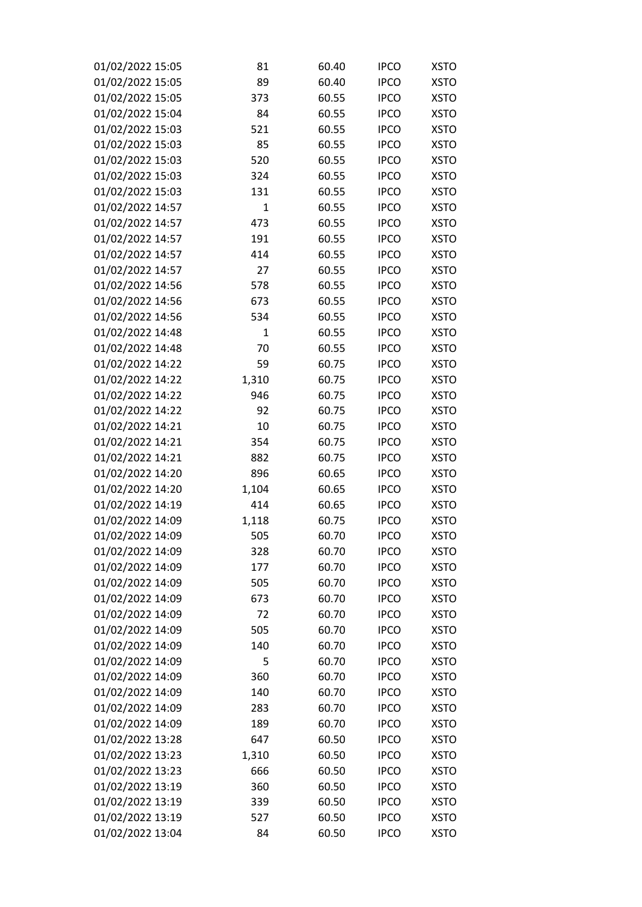| | | | | |
|---|---|---|---|---|
| 01/02/2022 15:05 | 81 | 60.40 | IPCO | XSTO |
| 01/02/2022 15:05 | 89 | 60.40 | IPCO | XSTO |
| 01/02/2022 15:05 | 373 | 60.55 | IPCO | XSTO |
| 01/02/2022 15:04 | 84 | 60.55 | IPCO | XSTO |
| 01/02/2022 15:03 | 521 | 60.55 | IPCO | XSTO |
| 01/02/2022 15:03 | 85 | 60.55 | IPCO | XSTO |
| 01/02/2022 15:03 | 520 | 60.55 | IPCO | XSTO |
| 01/02/2022 15:03 | 324 | 60.55 | IPCO | XSTO |
| 01/02/2022 15:03 | 131 | 60.55 | IPCO | XSTO |
| 01/02/2022 14:57 | 1 | 60.55 | IPCO | XSTO |
| 01/02/2022 14:57 | 473 | 60.55 | IPCO | XSTO |
| 01/02/2022 14:57 | 191 | 60.55 | IPCO | XSTO |
| 01/02/2022 14:57 | 414 | 60.55 | IPCO | XSTO |
| 01/02/2022 14:57 | 27 | 60.55 | IPCO | XSTO |
| 01/02/2022 14:56 | 578 | 60.55 | IPCO | XSTO |
| 01/02/2022 14:56 | 673 | 60.55 | IPCO | XSTO |
| 01/02/2022 14:56 | 534 | 60.55 | IPCO | XSTO |
| 01/02/2022 14:48 | 1 | 60.55 | IPCO | XSTO |
| 01/02/2022 14:48 | 70 | 60.55 | IPCO | XSTO |
| 01/02/2022 14:22 | 59 | 60.75 | IPCO | XSTO |
| 01/02/2022 14:22 | 1,310 | 60.75 | IPCO | XSTO |
| 01/02/2022 14:22 | 946 | 60.75 | IPCO | XSTO |
| 01/02/2022 14:22 | 92 | 60.75 | IPCO | XSTO |
| 01/02/2022 14:21 | 10 | 60.75 | IPCO | XSTO |
| 01/02/2022 14:21 | 354 | 60.75 | IPCO | XSTO |
| 01/02/2022 14:21 | 882 | 60.75 | IPCO | XSTO |
| 01/02/2022 14:20 | 896 | 60.65 | IPCO | XSTO |
| 01/02/2022 14:20 | 1,104 | 60.65 | IPCO | XSTO |
| 01/02/2022 14:19 | 414 | 60.65 | IPCO | XSTO |
| 01/02/2022 14:09 | 1,118 | 60.75 | IPCO | XSTO |
| 01/02/2022 14:09 | 505 | 60.70 | IPCO | XSTO |
| 01/02/2022 14:09 | 328 | 60.70 | IPCO | XSTO |
| 01/02/2022 14:09 | 177 | 60.70 | IPCO | XSTO |
| 01/02/2022 14:09 | 505 | 60.70 | IPCO | XSTO |
| 01/02/2022 14:09 | 673 | 60.70 | IPCO | XSTO |
| 01/02/2022 14:09 | 72 | 60.70 | IPCO | XSTO |
| 01/02/2022 14:09 | 505 | 60.70 | IPCO | XSTO |
| 01/02/2022 14:09 | 140 | 60.70 | IPCO | XSTO |
| 01/02/2022 14:09 | 5 | 60.70 | IPCO | XSTO |
| 01/02/2022 14:09 | 360 | 60.70 | IPCO | XSTO |
| 01/02/2022 14:09 | 140 | 60.70 | IPCO | XSTO |
| 01/02/2022 14:09 | 283 | 60.70 | IPCO | XSTO |
| 01/02/2022 14:09 | 189 | 60.70 | IPCO | XSTO |
| 01/02/2022 13:28 | 647 | 60.50 | IPCO | XSTO |
| 01/02/2022 13:23 | 1,310 | 60.50 | IPCO | XSTO |
| 01/02/2022 13:23 | 666 | 60.50 | IPCO | XSTO |
| 01/02/2022 13:19 | 360 | 60.50 | IPCO | XSTO |
| 01/02/2022 13:19 | 339 | 60.50 | IPCO | XSTO |
| 01/02/2022 13:19 | 527 | 60.50 | IPCO | XSTO |
| 01/02/2022 13:04 | 84 | 60.50 | IPCO | XSTO |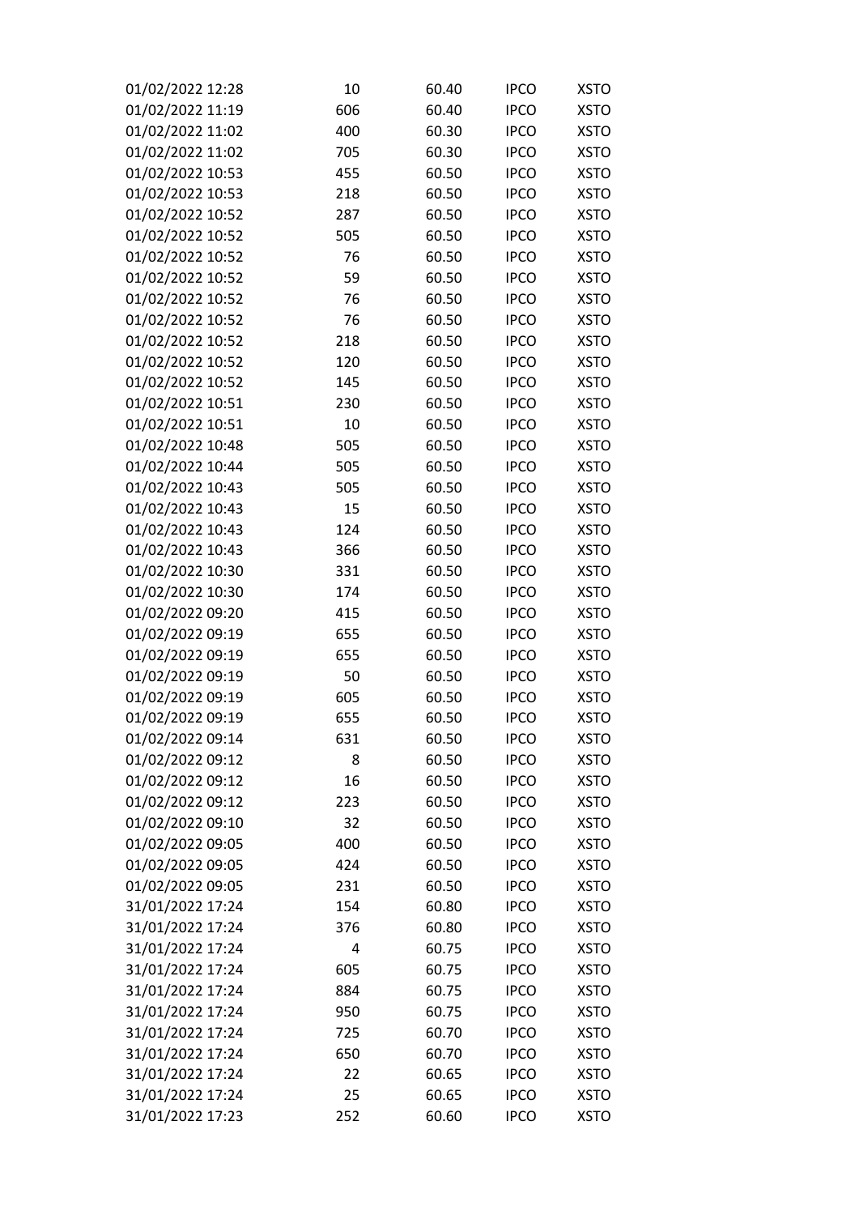| | | | | |
|---|---|---|---|---|
| 01/02/2022 12:28 | 10 | 60.40 | IPCO | XSTO |
| 01/02/2022 11:19 | 606 | 60.40 | IPCO | XSTO |
| 01/02/2022 11:02 | 400 | 60.30 | IPCO | XSTO |
| 01/02/2022 11:02 | 705 | 60.30 | IPCO | XSTO |
| 01/02/2022 10:53 | 455 | 60.50 | IPCO | XSTO |
| 01/02/2022 10:53 | 218 | 60.50 | IPCO | XSTO |
| 01/02/2022 10:52 | 287 | 60.50 | IPCO | XSTO |
| 01/02/2022 10:52 | 505 | 60.50 | IPCO | XSTO |
| 01/02/2022 10:52 | 76 | 60.50 | IPCO | XSTO |
| 01/02/2022 10:52 | 59 | 60.50 | IPCO | XSTO |
| 01/02/2022 10:52 | 76 | 60.50 | IPCO | XSTO |
| 01/02/2022 10:52 | 76 | 60.50 | IPCO | XSTO |
| 01/02/2022 10:52 | 218 | 60.50 | IPCO | XSTO |
| 01/02/2022 10:52 | 120 | 60.50 | IPCO | XSTO |
| 01/02/2022 10:52 | 145 | 60.50 | IPCO | XSTO |
| 01/02/2022 10:51 | 230 | 60.50 | IPCO | XSTO |
| 01/02/2022 10:51 | 10 | 60.50 | IPCO | XSTO |
| 01/02/2022 10:48 | 505 | 60.50 | IPCO | XSTO |
| 01/02/2022 10:44 | 505 | 60.50 | IPCO | XSTO |
| 01/02/2022 10:43 | 505 | 60.50 | IPCO | XSTO |
| 01/02/2022 10:43 | 15 | 60.50 | IPCO | XSTO |
| 01/02/2022 10:43 | 124 | 60.50 | IPCO | XSTO |
| 01/02/2022 10:43 | 366 | 60.50 | IPCO | XSTO |
| 01/02/2022 10:30 | 331 | 60.50 | IPCO | XSTO |
| 01/02/2022 10:30 | 174 | 60.50 | IPCO | XSTO |
| 01/02/2022 09:20 | 415 | 60.50 | IPCO | XSTO |
| 01/02/2022 09:19 | 655 | 60.50 | IPCO | XSTO |
| 01/02/2022 09:19 | 655 | 60.50 | IPCO | XSTO |
| 01/02/2022 09:19 | 50 | 60.50 | IPCO | XSTO |
| 01/02/2022 09:19 | 605 | 60.50 | IPCO | XSTO |
| 01/02/2022 09:19 | 655 | 60.50 | IPCO | XSTO |
| 01/02/2022 09:14 | 631 | 60.50 | IPCO | XSTO |
| 01/02/2022 09:12 | 8 | 60.50 | IPCO | XSTO |
| 01/02/2022 09:12 | 16 | 60.50 | IPCO | XSTO |
| 01/02/2022 09:12 | 223 | 60.50 | IPCO | XSTO |
| 01/02/2022 09:10 | 32 | 60.50 | IPCO | XSTO |
| 01/02/2022 09:05 | 400 | 60.50 | IPCO | XSTO |
| 01/02/2022 09:05 | 424 | 60.50 | IPCO | XSTO |
| 01/02/2022 09:05 | 231 | 60.50 | IPCO | XSTO |
| 31/01/2022 17:24 | 154 | 60.80 | IPCO | XSTO |
| 31/01/2022 17:24 | 376 | 60.80 | IPCO | XSTO |
| 31/01/2022 17:24 | 4 | 60.75 | IPCO | XSTO |
| 31/01/2022 17:24 | 605 | 60.75 | IPCO | XSTO |
| 31/01/2022 17:24 | 884 | 60.75 | IPCO | XSTO |
| 31/01/2022 17:24 | 950 | 60.75 | IPCO | XSTO |
| 31/01/2022 17:24 | 725 | 60.70 | IPCO | XSTO |
| 31/01/2022 17:24 | 650 | 60.70 | IPCO | XSTO |
| 31/01/2022 17:24 | 22 | 60.65 | IPCO | XSTO |
| 31/01/2022 17:24 | 25 | 60.65 | IPCO | XSTO |
| 31/01/2022 17:23 | 252 | 60.60 | IPCO | XSTO |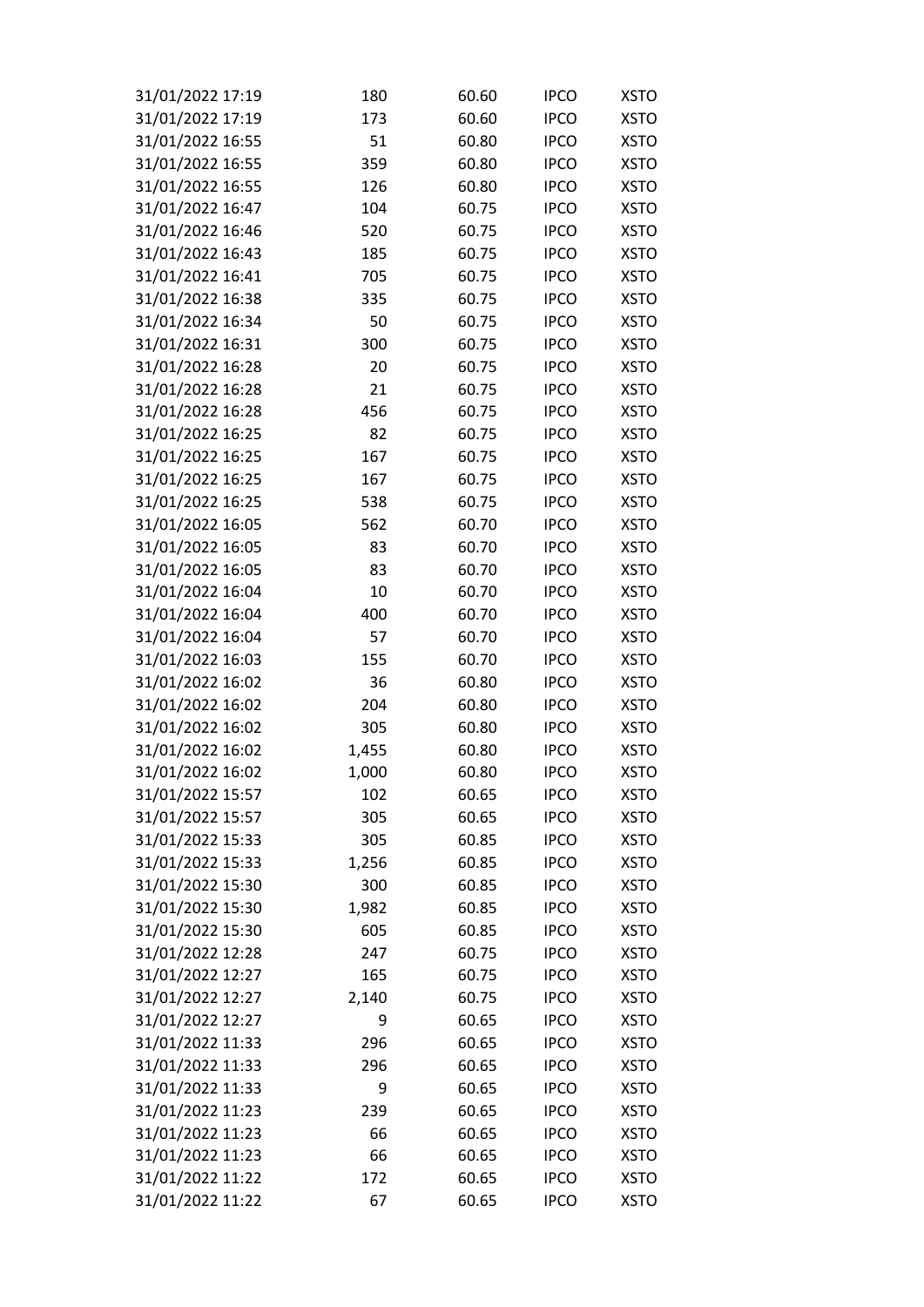| | | | | |
|---|---|---|---|---|
| 31/01/2022 17:19 | 180 | 60.60 | IPCO | XSTO |
| 31/01/2022 17:19 | 173 | 60.60 | IPCO | XSTO |
| 31/01/2022 16:55 | 51 | 60.80 | IPCO | XSTO |
| 31/01/2022 16:55 | 359 | 60.80 | IPCO | XSTO |
| 31/01/2022 16:55 | 126 | 60.80 | IPCO | XSTO |
| 31/01/2022 16:47 | 104 | 60.75 | IPCO | XSTO |
| 31/01/2022 16:46 | 520 | 60.75 | IPCO | XSTO |
| 31/01/2022 16:43 | 185 | 60.75 | IPCO | XSTO |
| 31/01/2022 16:41 | 705 | 60.75 | IPCO | XSTO |
| 31/01/2022 16:38 | 335 | 60.75 | IPCO | XSTO |
| 31/01/2022 16:34 | 50 | 60.75 | IPCO | XSTO |
| 31/01/2022 16:31 | 300 | 60.75 | IPCO | XSTO |
| 31/01/2022 16:28 | 20 | 60.75 | IPCO | XSTO |
| 31/01/2022 16:28 | 21 | 60.75 | IPCO | XSTO |
| 31/01/2022 16:28 | 456 | 60.75 | IPCO | XSTO |
| 31/01/2022 16:25 | 82 | 60.75 | IPCO | XSTO |
| 31/01/2022 16:25 | 167 | 60.75 | IPCO | XSTO |
| 31/01/2022 16:25 | 167 | 60.75 | IPCO | XSTO |
| 31/01/2022 16:25 | 538 | 60.75 | IPCO | XSTO |
| 31/01/2022 16:05 | 562 | 60.70 | IPCO | XSTO |
| 31/01/2022 16:05 | 83 | 60.70 | IPCO | XSTO |
| 31/01/2022 16:05 | 83 | 60.70 | IPCO | XSTO |
| 31/01/2022 16:04 | 10 | 60.70 | IPCO | XSTO |
| 31/01/2022 16:04 | 400 | 60.70 | IPCO | XSTO |
| 31/01/2022 16:04 | 57 | 60.70 | IPCO | XSTO |
| 31/01/2022 16:03 | 155 | 60.70 | IPCO | XSTO |
| 31/01/2022 16:02 | 36 | 60.80 | IPCO | XSTO |
| 31/01/2022 16:02 | 204 | 60.80 | IPCO | XSTO |
| 31/01/2022 16:02 | 305 | 60.80 | IPCO | XSTO |
| 31/01/2022 16:02 | 1,455 | 60.80 | IPCO | XSTO |
| 31/01/2022 16:02 | 1,000 | 60.80 | IPCO | XSTO |
| 31/01/2022 15:57 | 102 | 60.65 | IPCO | XSTO |
| 31/01/2022 15:57 | 305 | 60.65 | IPCO | XSTO |
| 31/01/2022 15:33 | 305 | 60.85 | IPCO | XSTO |
| 31/01/2022 15:33 | 1,256 | 60.85 | IPCO | XSTO |
| 31/01/2022 15:30 | 300 | 60.85 | IPCO | XSTO |
| 31/01/2022 15:30 | 1,982 | 60.85 | IPCO | XSTO |
| 31/01/2022 15:30 | 605 | 60.85 | IPCO | XSTO |
| 31/01/2022 12:28 | 247 | 60.75 | IPCO | XSTO |
| 31/01/2022 12:27 | 165 | 60.75 | IPCO | XSTO |
| 31/01/2022 12:27 | 2,140 | 60.75 | IPCO | XSTO |
| 31/01/2022 12:27 | 9 | 60.65 | IPCO | XSTO |
| 31/01/2022 11:33 | 296 | 60.65 | IPCO | XSTO |
| 31/01/2022 11:33 | 296 | 60.65 | IPCO | XSTO |
| 31/01/2022 11:33 | 9 | 60.65 | IPCO | XSTO |
| 31/01/2022 11:23 | 239 | 60.65 | IPCO | XSTO |
| 31/01/2022 11:23 | 66 | 60.65 | IPCO | XSTO |
| 31/01/2022 11:23 | 66 | 60.65 | IPCO | XSTO |
| 31/01/2022 11:22 | 172 | 60.65 | IPCO | XSTO |
| 31/01/2022 11:22 | 67 | 60.65 | IPCO | XSTO |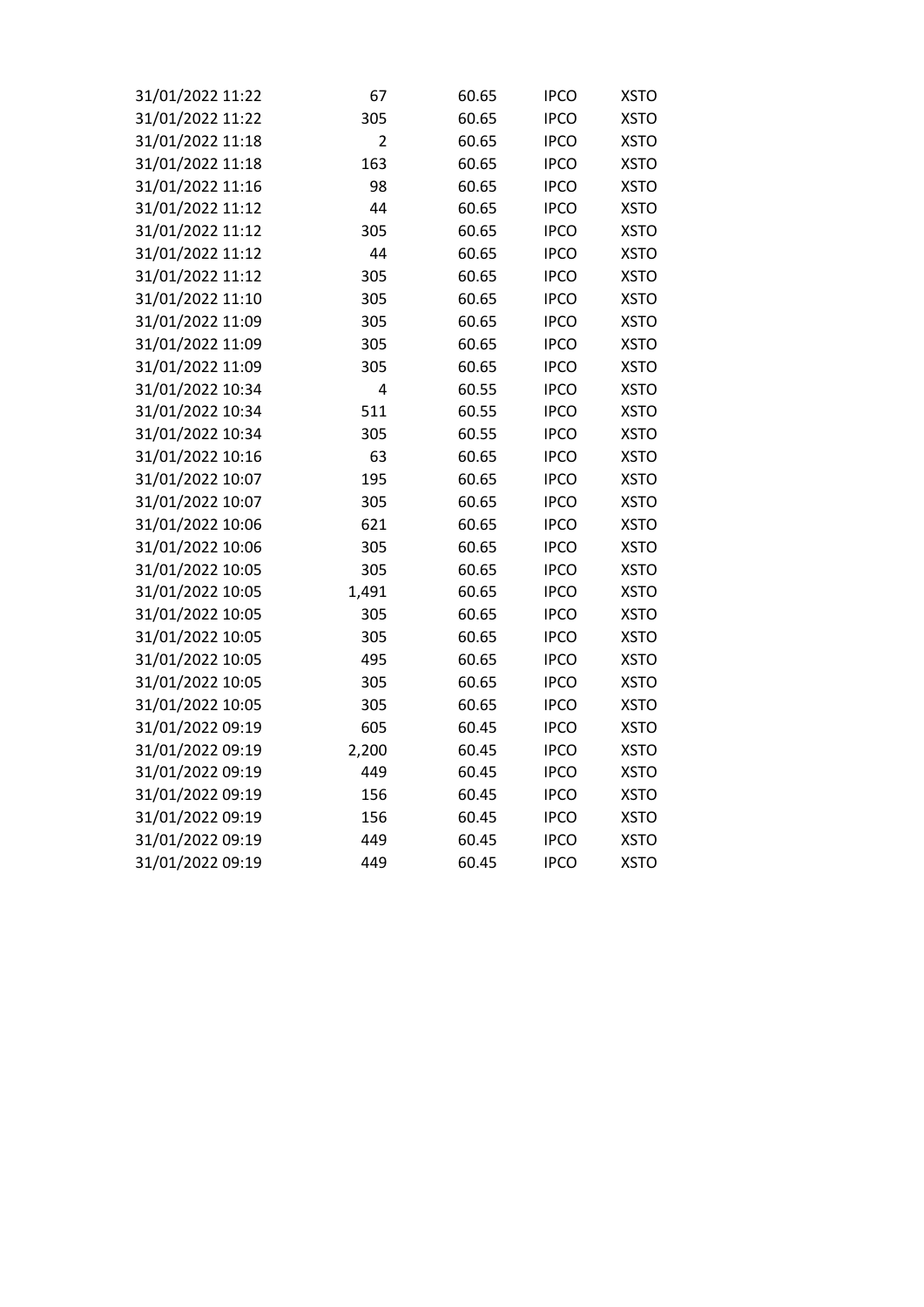| | | | | |
|---|---|---|---|---|
| 31/01/2022 11:22 | 67 | 60.65 | IPCO | XSTO |
| 31/01/2022 11:22 | 305 | 60.65 | IPCO | XSTO |
| 31/01/2022 11:18 | 2 | 60.65 | IPCO | XSTO |
| 31/01/2022 11:18 | 163 | 60.65 | IPCO | XSTO |
| 31/01/2022 11:16 | 98 | 60.65 | IPCO | XSTO |
| 31/01/2022 11:12 | 44 | 60.65 | IPCO | XSTO |
| 31/01/2022 11:12 | 305 | 60.65 | IPCO | XSTO |
| 31/01/2022 11:12 | 44 | 60.65 | IPCO | XSTO |
| 31/01/2022 11:12 | 305 | 60.65 | IPCO | XSTO |
| 31/01/2022 11:10 | 305 | 60.65 | IPCO | XSTO |
| 31/01/2022 11:09 | 305 | 60.65 | IPCO | XSTO |
| 31/01/2022 11:09 | 305 | 60.65 | IPCO | XSTO |
| 31/01/2022 11:09 | 305 | 60.65 | IPCO | XSTO |
| 31/01/2022 10:34 | 4 | 60.55 | IPCO | XSTO |
| 31/01/2022 10:34 | 511 | 60.55 | IPCO | XSTO |
| 31/01/2022 10:34 | 305 | 60.55 | IPCO | XSTO |
| 31/01/2022 10:16 | 63 | 60.65 | IPCO | XSTO |
| 31/01/2022 10:07 | 195 | 60.65 | IPCO | XSTO |
| 31/01/2022 10:07 | 305 | 60.65 | IPCO | XSTO |
| 31/01/2022 10:06 | 621 | 60.65 | IPCO | XSTO |
| 31/01/2022 10:06 | 305 | 60.65 | IPCO | XSTO |
| 31/01/2022 10:05 | 305 | 60.65 | IPCO | XSTO |
| 31/01/2022 10:05 | 1,491 | 60.65 | IPCO | XSTO |
| 31/01/2022 10:05 | 305 | 60.65 | IPCO | XSTO |
| 31/01/2022 10:05 | 305 | 60.65 | IPCO | XSTO |
| 31/01/2022 10:05 | 495 | 60.65 | IPCO | XSTO |
| 31/01/2022 10:05 | 305 | 60.65 | IPCO | XSTO |
| 31/01/2022 10:05 | 305 | 60.65 | IPCO | XSTO |
| 31/01/2022 09:19 | 605 | 60.45 | IPCO | XSTO |
| 31/01/2022 09:19 | 2,200 | 60.45 | IPCO | XSTO |
| 31/01/2022 09:19 | 449 | 60.45 | IPCO | XSTO |
| 31/01/2022 09:19 | 156 | 60.45 | IPCO | XSTO |
| 31/01/2022 09:19 | 156 | 60.45 | IPCO | XSTO |
| 31/01/2022 09:19 | 449 | 60.45 | IPCO | XSTO |
| 31/01/2022 09:19 | 449 | 60.45 | IPCO | XSTO |